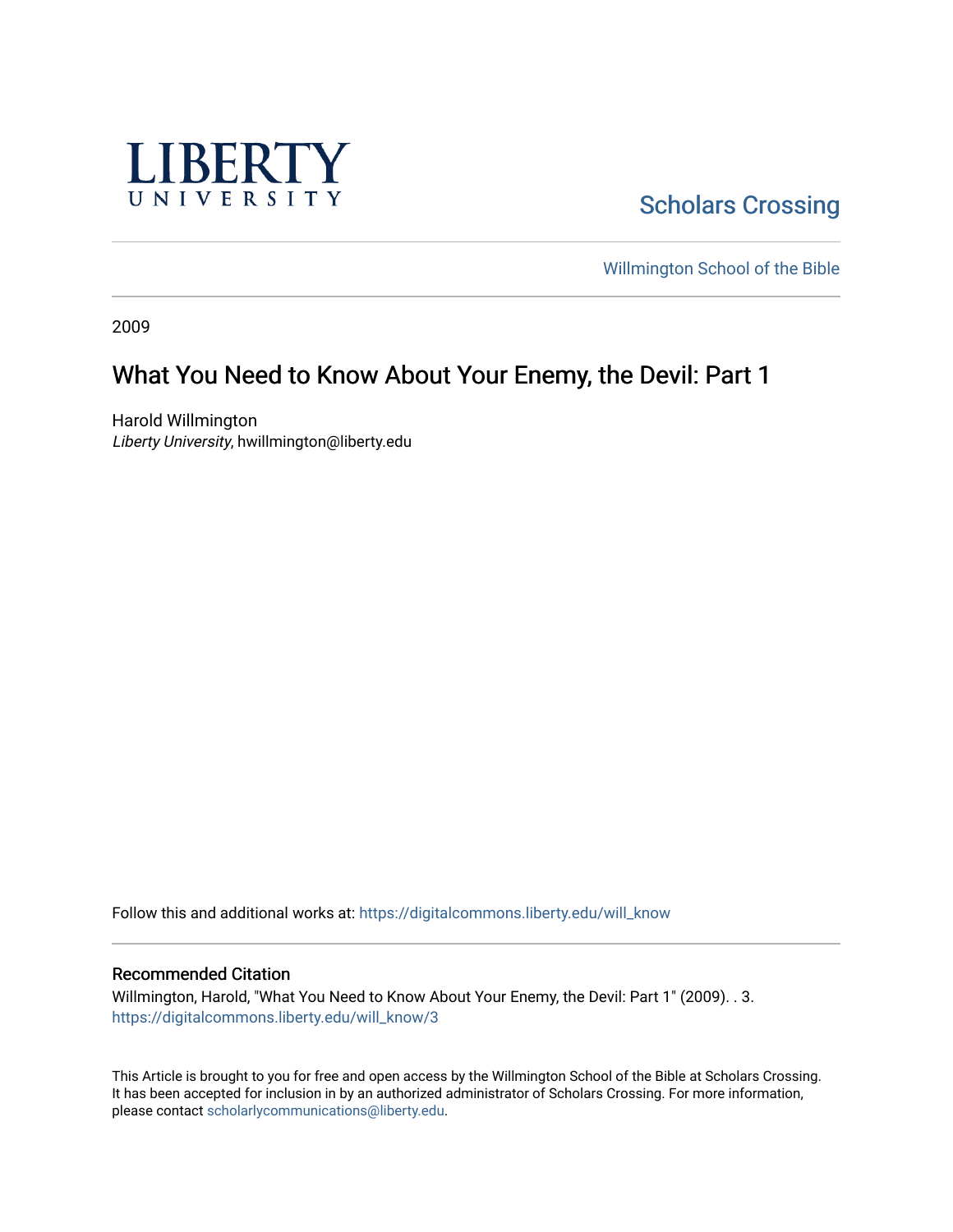LIBERTY UNIVERSITY

Scholars Crossing

Willmington School of the Bible

2009

# What You Need to Know About Your Enemy, the Devil: Part 1

Harold Willmington
*Liberty University*, hwillmington@liberty.edu

Follow this and additional works at: https://digitalcommons.liberty.edu/will_know

## Recommended Citation

Willmington, Harold, "What You Need to Know About Your Enemy, the Devil: Part 1" (2009). . 3.
https://digitalcommons.liberty.edu/will_know/3

This Article is brought to you for free and open access by the Willmington School of the Bible at Scholars Crossing. It has been accepted for inclusion in by an authorized administrator of Scholars Crossing. For more information, please contact scholarlycommunications@liberty.edu.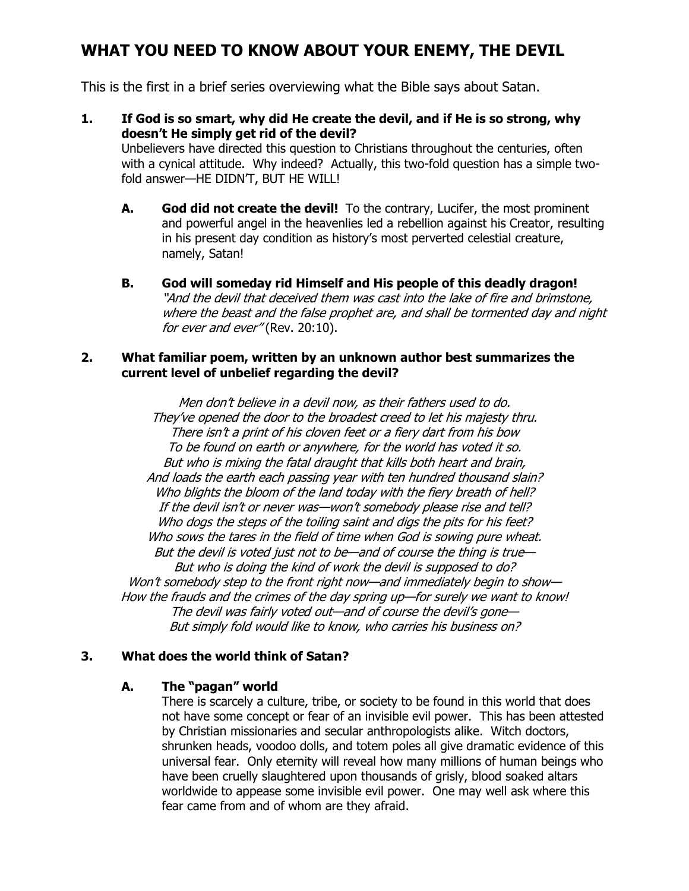# WHAT YOU NEED TO KNOW ABOUT YOUR ENEMY, THE DEVIL

This is the first in a brief series overviewing what the Bible says about Satan.

**1. If God is so smart, why did He create the devil, and if He is so strong, why doesn't He simply get rid of the devil?**

Unbelievers have directed this question to Christians throughout the centuries, often with a cynical attitude. Why indeed? Actually, this two-fold question has a simple two-fold answer—HE DIDN'T, BUT HE WILL!

**A. God did not create the devil!** To the contrary, Lucifer, the most prominent and powerful angel in the heavenlies led a rebellion against his Creator, resulting in his present day condition as history's most perverted celestial creature, namely, Satan!

**B. God will someday rid Himself and His people of this deadly dragon!**
*"And the devil that deceived them was cast into the lake of fire and brimstone, where the beast and the false prophet are, and shall be tormented day and night for ever and ever"* (Rev. 20:10).

**2. What familiar poem, written by an unknown author best summarizes the current level of unbelief regarding the devil?**

*Men don't believe in a devil now, as their fathers used to do.*
*They've opened the door to the broadest creed to let his majesty thru.*
*There isn't a print of his cloven feet or a fiery dart from his bow*
*To be found on earth or anywhere, for the world has voted it so.*
*But who is mixing the fatal draught that kills both heart and brain,*
*And loads the earth each passing year with ten hundred thousand slain?*
*Who blights the bloom of the land today with the fiery breath of hell?*
*If the devil isn't or never was—won't somebody please rise and tell?*
*Who dogs the steps of the toiling saint and digs the pits for his feet?*
*Who sows the tares in the field of time when God is sowing pure wheat.*
*But the devil is voted just not to be—and of course the thing is true—*
*But who is doing the kind of work the devil is supposed to do?*
*Won't somebody step to the front right now—and immediately begin to show—*
*How the frauds and the crimes of the day spring up—for surely we want to know!*
*The devil was fairly voted out—and of course the devil's gone—*
*But simply fold would like to know, who carries his business on?*

**3. What does the world think of Satan?**

**A. The "pagan" world**

There is scarcely a culture, tribe, or society to be found in this world that does not have some concept or fear of an invisible evil power. This has been attested by Christian missionaries and secular anthropologists alike. Witch doctors, shrunken heads, voodoo dolls, and totem poles all give dramatic evidence of this universal fear. Only eternity will reveal how many millions of human beings who have been cruelly slaughtered upon thousands of grisly, blood soaked altars worldwide to appease some invisible evil power. One may well ask where this fear came from and of whom are they afraid.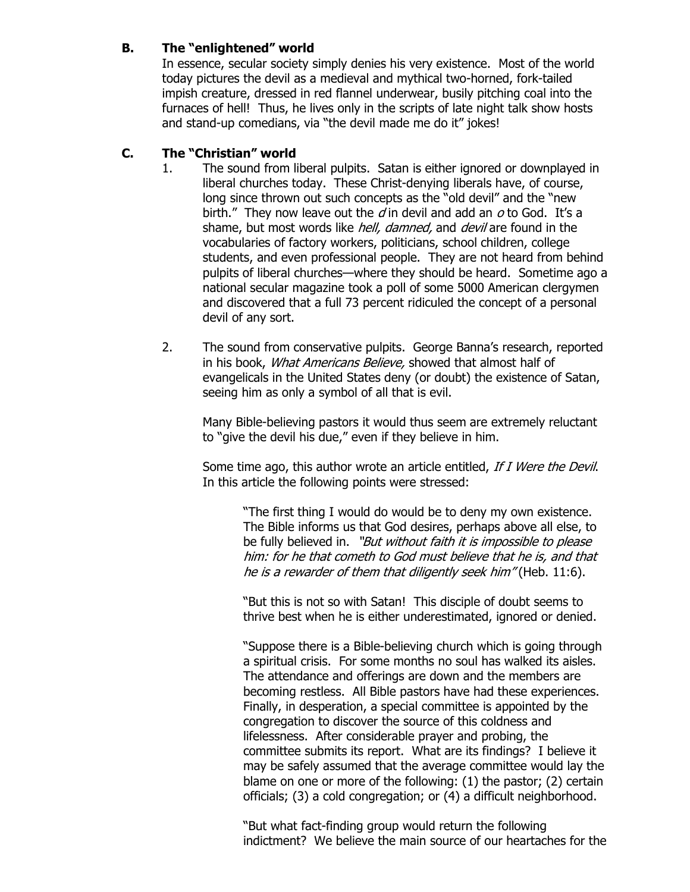### B. The "enlightened" world

In essence, secular society simply denies his very existence. Most of the world today pictures the devil as a medieval and mythical two-horned, fork-tailed impish creature, dressed in red flannel underwear, busily pitching coal into the furnaces of hell! Thus, he lives only in the scripts of late night talk show hosts and stand-up comedians, via "the devil made me do it" jokes!

### C. The "Christian" world

1. The sound from liberal pulpits. Satan is either ignored or downplayed in liberal churches today. These Christ-denying liberals have, of course, long since thrown out such concepts as the "old devil" and the "new birth." They now leave out the *d* in devil and add an *o* to God. It's a shame, but most words like *hell, damned,* and *devil* are found in the vocabularies of factory workers, politicians, school children, college students, and even professional people. They are not heard from behind pulpits of liberal churches—where they should be heard. Sometime ago a national secular magazine took a poll of some 5000 American clergymen and discovered that a full 73 percent ridiculed the concept of a personal devil of any sort.

2. The sound from conservative pulpits. George Banna's research, reported in his book, *What Americans Believe,* showed that almost half of evangelicals in the United States deny (or doubt) the existence of Satan, seeing him as only a symbol of all that is evil.

   Many Bible-believing pastors it would thus seem are extremely reluctant to "give the devil his due," even if they believe in him.

   Some time ago, this author wrote an article entitled, *If I Were the Devil*. In this article the following points were stressed:

   > "The first thing I would do would be to deny my own existence. The Bible informs us that God desires, perhaps above all else, to be fully believed in. *"But without faith it is impossible to please him: for he that cometh to God must believe that he is, and that he is a rewarder of them that diligently seek him"* (Heb. 11:6).
   >
   > "But this is not so with Satan! This disciple of doubt seems to thrive best when he is either underestimated, ignored or denied.
   >
   > "Suppose there is a Bible-believing church which is going through a spiritual crisis. For some months no soul has walked its aisles. The attendance and offerings are down and the members are becoming restless. All Bible pastors have had these experiences. Finally, in desperation, a special committee is appointed by the congregation to discover the source of this coldness and lifelessness. After considerable prayer and probing, the committee submits its report. What are its findings? I believe it may be safely assumed that the average committee would lay the blame on one or more of the following: (1) the pastor; (2) certain officials; (3) a cold congregation; or (4) a difficult neighborhood.
   >
   > "But what fact-finding group would return the following indictment? We believe the main source of our heartaches for the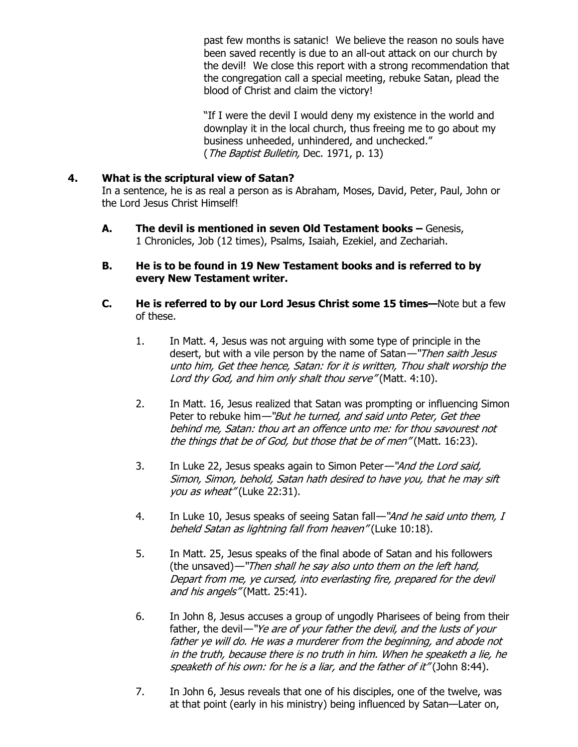past few months is satanic! We believe the reason no souls have been saved recently is due to an all-out attack on our church by the devil! We close this report with a strong recommendation that the congregation call a special meeting, rebuke Satan, plead the blood of Christ and claim the victory!

"If I were the devil I would deny my existence in the world and downplay it in the local church, thus freeing me to go about my business unheeded, unhindered, and unchecked." (*The Baptist Bulletin,* Dec. 1971, p. 13)

## 4. What is the scriptural view of Satan?

In a sentence, he is as real a person as is Abraham, Moses, David, Peter, Paul, John or the Lord Jesus Christ Himself!

**A. The devil is mentioned in seven Old Testament books –** Genesis, 1 Chronicles, Job (12 times), Psalms, Isaiah, Ezekiel, and Zechariah.

**B. He is to be found in 19 New Testament books and is referred to by every New Testament writer.**

**C. He is referred to by our Lord Jesus Christ some 15 times—**Note but a few of these.

1. In Matt. 4, Jesus was not arguing with some type of principle in the desert, but with a vile person by the name of Satan—*"Then saith Jesus unto him, Get thee hence, Satan: for it is written, Thou shalt worship the Lord thy God, and him only shalt thou serve"* (Matt. 4:10).

2. In Matt. 16, Jesus realized that Satan was prompting or influencing Simon Peter to rebuke him—*"But he turned, and said unto Peter, Get thee behind me, Satan: thou art an offence unto me: for thou savourest not the things that be of God, but those that be of men"* (Matt. 16:23).

3. In Luke 22, Jesus speaks again to Simon Peter—*"And the Lord said, Simon, Simon, behold, Satan hath desired to have you, that he may sift you as wheat"* (Luke 22:31).

4. In Luke 10, Jesus speaks of seeing Satan fall—*"And he said unto them, I beheld Satan as lightning fall from heaven"* (Luke 10:18).

5. In Matt. 25, Jesus speaks of the final abode of Satan and his followers (the unsaved)—*"Then shall he say also unto them on the left hand, Depart from me, ye cursed, into everlasting fire, prepared for the devil and his angels"* (Matt. 25:41).

6. In John 8, Jesus accuses a group of ungodly Pharisees of being from their father, the devil—*"Ye are of your father the devil, and the lusts of your father ye will do. He was a murderer from the beginning, and abode not in the truth, because there is no truth in him. When he speaketh a lie, he speaketh of his own: for he is a liar, and the father of it"* (John 8:44).

7. In John 6, Jesus reveals that one of his disciples, one of the twelve, was at that point (early in his ministry) being influenced by Satan—Later on,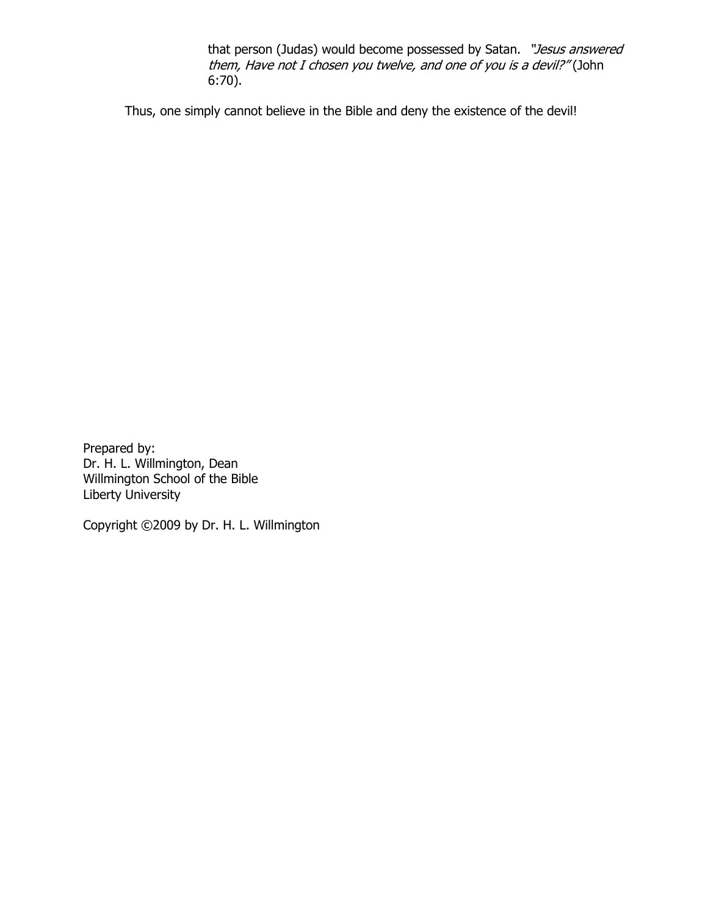that person (Judas) would become possessed by Satan. *"Jesus answered them, Have not I chosen you twelve, and one of you is a devil?"* (John 6:70).

Thus, one simply cannot believe in the Bible and deny the existence of the devil!

Prepared by:
Dr. H. L. Willmington, Dean
Willmington School of the Bible
Liberty University

Copyright ©2009 by Dr. H. L. Willmington